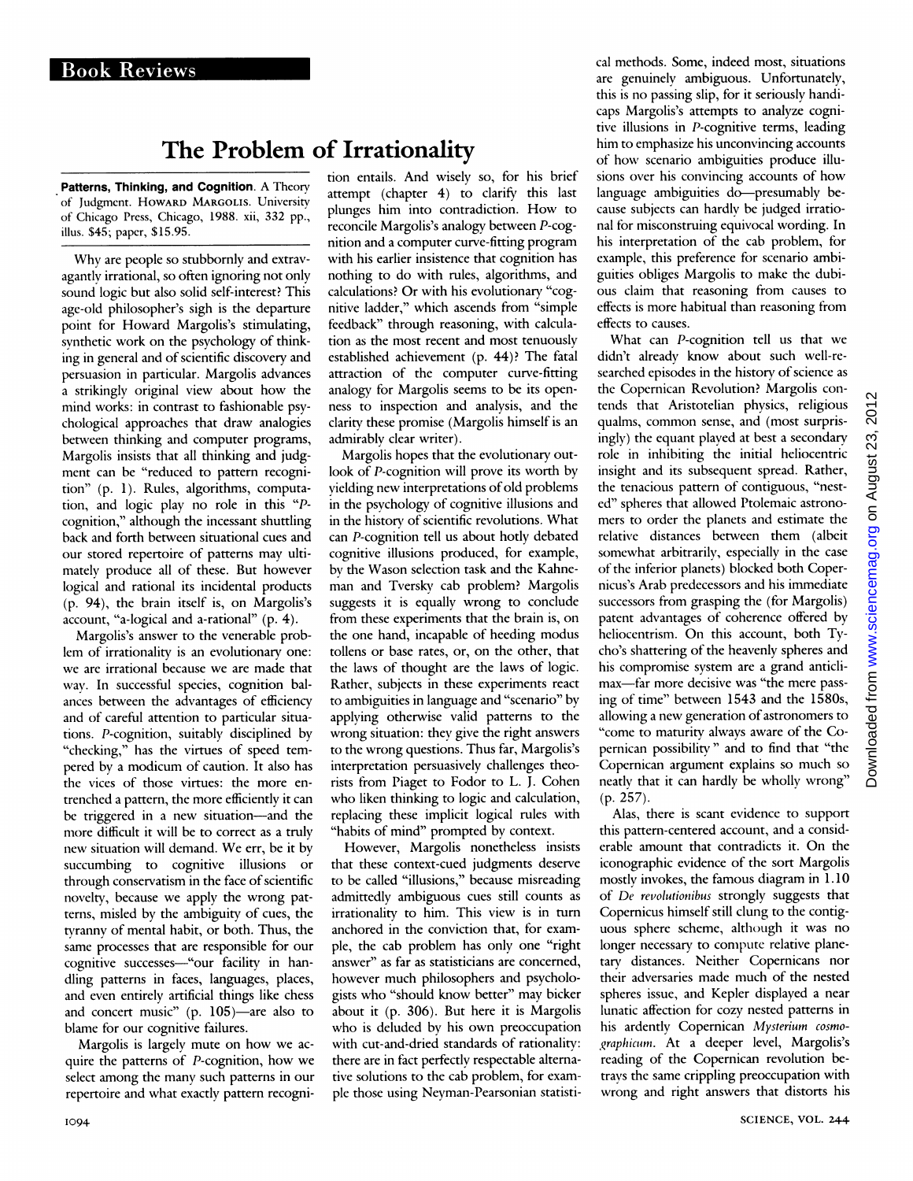## Book Reviews

# The Problem of Irrationality

**Patterns, Thinking, and Cognition**. A Theory of Judgment. HOWARD MARGOLIS. University of Chicago Press, Chicago, 1988. xii, 332 pp., illus. $45; paper, $15.95.

Why are people so stubbornly and extravagantly irrational, so often ignoring not only sound logic but also solid self-interest? This age-old philosopher's sigh is the departure point for Howard Margolis's stimulating, synthetic work on the psychology of thinking in general and of scientific discovery and persuasion in particular. Margolis advances a strikingly original view about how the mind works: in contrast to fashionable psychological approaches that draw analogies between thinking and computer programs, Margolis insists that all thinking and judgment can be "reduced to pattern recognition" (p. 1). Rules, algorithms, computation, and logic play no role in this "*P*-cognition," although the incessant shuttling back and forth between situational cues and our stored repertoire of patterns may ultimately produce all of these. But however logical and rational its incidental products (p. 94), the brain itself is, on Margolis's account, "a-logical and a-rational" (p. 4).

Margolis's answer to the venerable problem of irrationality is an evolutionary one: we are irrational because we are made that way. In successful species, cognition balances between the advantages of efficiency and of careful attention to particular situations. *P*-cognition, suitably disciplined by "checking," has the virtues of speed tempered by a modicum of caution. It also has the vices of those virtues: the more entrenched a pattern, the more efficiently it can be triggered in a new situation—and the more difficult it will be to correct as a truly new situation will demand. We err, be it by succumbing to cognitive illusions or through conservatism in the face of scientific novelty, because we apply the wrong patterns, misled by the ambiguity of cues, the tyranny of mental habit, or both. Thus, the same processes that are responsible for our cognitive successes—"our facility in handling patterns in faces, languages, places, and even entirely artificial things like chess and concert music" (p. 105)—are also to blame for our cognitive failures.

Margolis is largely mute on how we acquire the patterns of *P*-cognition, how we select among the many such patterns in our repertoire and what exactly pattern recognition entails. And wisely so, for his brief attempt (chapter 4) to clarify this last plunges him into contradiction. How to reconcile Margolis's analogy between *P*-cognition and a computer curve-fitting program with his earlier insistence that cognition has nothing to do with rules, algorithms, and calculations? Or with his evolutionary "cognitive ladder," which ascends from "simple feedback" through reasoning, with calculation as the most recent and most tenuously established achievement (p. 44)? The fatal attraction of the computer curve-fitting analogy for Margolis seems to be its openness to inspection and analysis, and the clarity these promise (Margolis himself is an admirably clear writer).

Margolis hopes that the evolutionary outlook of *P*-cognition will prove its worth by yielding new interpretations of old problems in the psychology of cognitive illusions and in the history of scientific revolutions. What can *P*-cognition tell us about hotly debated cognitive illusions produced, for example, by the Wason selection task and the Kahneman and Tversky cab problem? Margolis suggests it is equally wrong to conclude from these experiments that the brain is, on the one hand, incapable of heeding modus tollens or base rates, or, on the other, that the laws of thought are the laws of logic. Rather, subjects in these experiments react to ambiguities in language and "scenario" by applying otherwise valid patterns to the wrong situation: they give the right answers to the wrong questions. Thus far, Margolis's interpretation persuasively challenges theorists from Piaget to Fodor to L. J. Cohen who liken thinking to logic and calculation, replacing these implicit logical rules with "habits of mind" prompted by context.

However, Margolis nonetheless insists that these context-cued judgments deserve to be called "illusions," because misreading admittedly ambiguous cues still counts as irrationality to him. This view is in turn anchored in the conviction that, for example, the cab problem has only one "right answer" as far as statisticians are concerned, however much philosophers and psychologists who "should know better" may bicker about it (p. 306). But here it is Margolis who is deluded by his own preoccupation with cut-and-dried standards of rationality: there are in fact perfectly respectable alternative solutions to the cab problem, for example those using Neyman-Pearsonian statistical methods. Some, indeed most, situations are genuinely ambiguous. Unfortunately, this is no passing slip, for it seriously handicaps Margolis's attempts to analyze cognitive illusions in *P*-cognitive terms, leading him to emphasize his unconvincing accounts of how scenario ambiguities produce illusions over his convincing accounts of how language ambiguities do—presumably because subjects can hardly be judged irrational for misconstruing equivocal wording. In his interpretation of the cab problem, for example, this preference for scenario ambiguities obliges Margolis to make the dubious claim that reasoning from causes to effects is more habitual than reasoning from effects to causes.

What can *P*-cognition tell us that we didn't already know about such well-researched episodes in the history of science as the Copernican Revolution? Margolis contends that Aristotelian physics, religious qualms, common sense, and (most surprisingly) the equant played at best a secondary role in inhibiting the initial heliocentric insight and its subsequent spread. Rather, the tenacious pattern of contiguous, "nested" spheres that allowed Ptolemaic astronomers to order the planets and estimate the relative distances between them (albeit somewhat arbitrarily, especially in the case of the inferior planets) blocked both Copernicus's Arab predecessors and his immediate successors from grasping the (for Margolis) patent advantages of coherence offered by heliocentrism. On this account, both Tycho's shattering of the heavenly spheres and his compromise system are a grand anticlimax—far more decisive was "the mere passing of time" between 1543 and the 1580s, allowing a new generation of astronomers to "come to maturity always aware of the Copernican possibility" and to find that "the Copernican argument explains so much so neatly that it can hardly be wholly wrong" (p. 257).

Alas, there is scant evidence to support this pattern-centered account, and a considerable amount that contradicts it. On the iconographic evidence of the sort Margolis mostly invokes, the famous diagram in 1.10 of *De revolutionibus* strongly suggests that Copernicus himself still clung to the contiguous sphere scheme, although it was no longer necessary to compute relative planetary distances. Neither Copernicans nor their adversaries made much of the nested spheres issue, and Kepler displayed a near lunatic affection for cozy nested patterns in his ardently Copernican *Mysterium cosmographicum*. At a deeper level, Margolis's reading of the Copernican revolution betrays the same crippling preoccupation with wrong and right answers that distorts his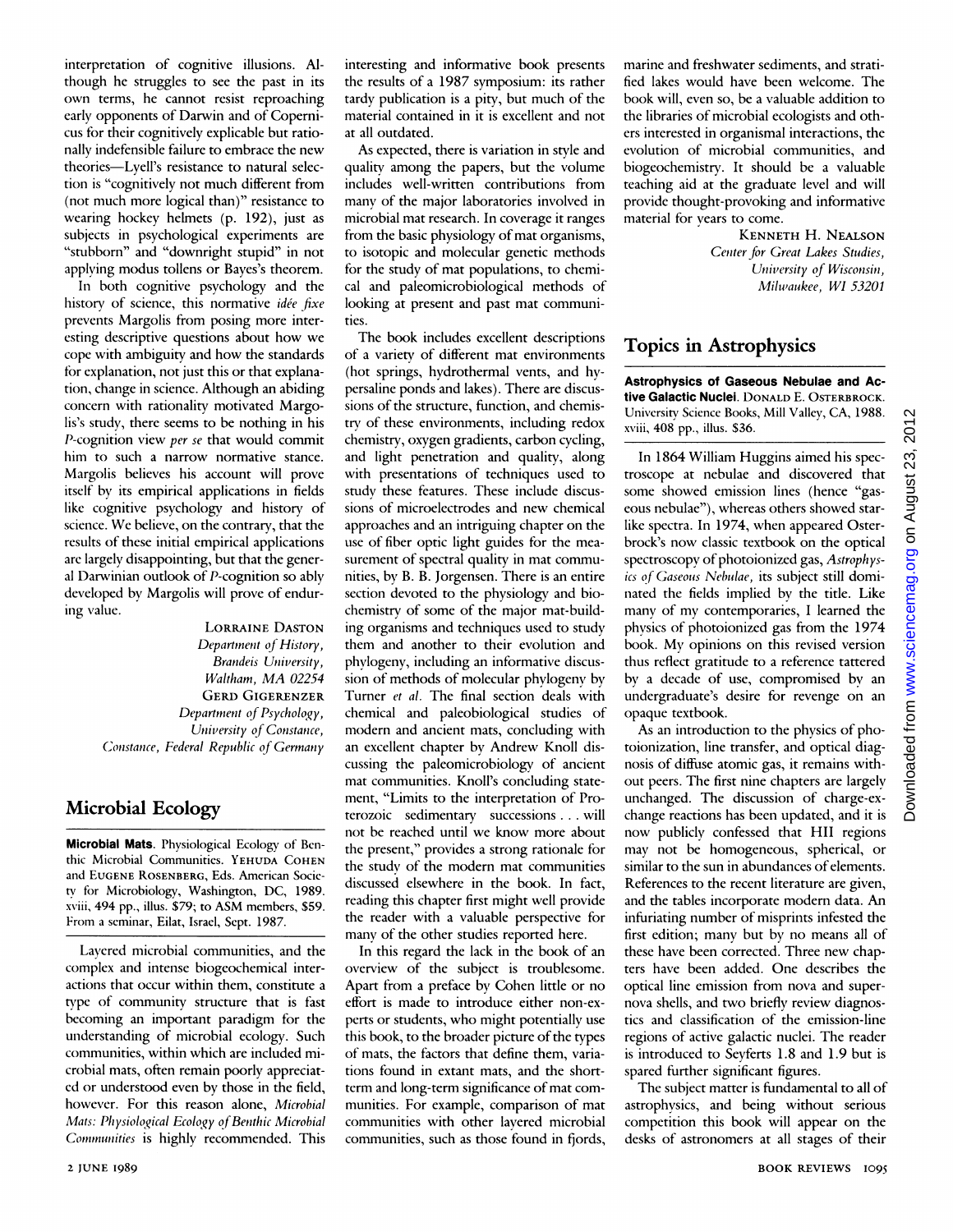interpretation of cognitive illusions. Although he struggles to see the past in its own terms, he cannot resist reproaching early opponents of Darwin and of Copernicus for their cognitively explicable but rationally indefensible failure to embrace the new theories—Lyell's resistance to natural selection is "cognitively not much different from (not much more logical than)" resistance to wearing hockey helmets (p. 192), just as subjects in psychological experiments are "stubborn" and "downright stupid" in not applying modus tollens or Bayes's theorem.

In both cognitive psychology and the history of science, this normative *idée fixe* prevents Margolis from posing more interesting descriptive questions about how we cope with ambiguity and how the standards for explanation, not just this or that explanation, change in science. Although an abiding concern with rationality motivated Margolis's study, there seems to be nothing in his *P*-cognition view *per se* that would commit him to such a narrow normative stance. Margolis believes his account will prove itself by its empirical applications in fields like cognitive psychology and history of science. We believe, on the contrary, that the results of these initial empirical applications are largely disappointing, but that the general Darwinian outlook of *P*-cognition so ably developed by Margolis will prove of enduring value.

LORRAINE DASTON
*Department of History,*
*Brandeis University,*
*Waltham, MA 02254*
GERD GIGERENZER
*Department of Psychology,*
*University of Constance,*
*Constance, Federal Republic of Germany*

## Microbial Ecology

**Microbial Mats.** Physiological Ecology of Benthic Microbial Communities. YEHUDA COHEN and EUGENE ROSENBERG, Eds. American Society for Microbiology, Washington, DC, 1989. xviii, 494 pp., illus. $79; to ASM members, $59. From a seminar, Eilat, Israel, Sept. 1987.

Layered microbial communities, and the complex and intense biogeochemical interactions that occur within them, constitute a type of community structure that is fast becoming an important paradigm for the understanding of microbial ecology. Such communities, within which are included microbial mats, often remain poorly appreciated or understood even by those in the field, however. For this reason alone, *Microbial Mats: Physiological Ecology of Benthic Microbial Communities* is highly recommended. This interesting and informative book presents the results of a 1987 symposium: its rather tardy publication is a pity, but much of the material contained in it is excellent and not at all outdated.

As expected, there is variation in style and quality among the papers, but the volume includes well-written contributions from many of the major laboratories involved in microbial mat research. In coverage it ranges from the basic physiology of mat organisms, to isotopic and molecular genetic methods for the study of mat populations, to chemical and paleomicrobiological methods of looking at present and past mat communities.

The book includes excellent descriptions of a variety of different mat environments (hot springs, hydrothermal vents, and hypersaline ponds and lakes). There are discussions of the structure, function, and chemistry of these environments, including redox chemistry, oxygen gradients, carbon cycling, and light penetration and quality, along with presentations of techniques used to study these features. These include discussions of microelectrodes and new chemical approaches and an intriguing chapter on the use of fiber optic light guides for the measurement of spectral quality in mat communities, by B. B. Jorgensen. There is an entire section devoted to the physiology and biochemistry of some of the major mat-building organisms and techniques used to study them and another to their evolution and phylogeny, including an informative discussion of methods of molecular phylogeny by Turner *et al.* The final section deals with chemical and paleobiological studies of modern and ancient mats, concluding with an excellent chapter by Andrew Knoll discussing the paleomicrobiology of ancient mat communities. Knoll's concluding statement, "Limits to the interpretation of Proterozoic sedimentary successions . . . will not be reached until we know more about the present," provides a strong rationale for the study of the modern mat communities discussed elsewhere in the book. In fact, reading this chapter first might well provide the reader with a valuable perspective for many of the other studies reported here.

In this regard the lack in the book of an overview of the subject is troublesome. Apart from a preface by Cohen little or no effort is made to introduce either non-experts or students, who might potentially use this book, to the broader picture of the types of mats, the factors that define them, variations found in extant mats, and the short-term and long-term significance of mat communities. For example, comparison of mat communities with other layered microbial communities, such as those found in fjords, marine and freshwater sediments, and stratified lakes would have been welcome. The book will, even so, be a valuable addition to the libraries of microbial ecologists and others interested in organismal interactions, the evolution of microbial communities, and biogeochemistry. It should be a valuable teaching aid at the graduate level and will provide thought-provoking and informative material for years to come.

KENNETH H. NEALSON
*Center for Great Lakes Studies,*
*University of Wisconsin,*
*Milwaukee, WI 53201*

## Topics in Astrophysics

**Astrophysics of Gaseous Nebulae and Active Galactic Nuclei.** DONALD E. OSTERBROCK. University Science Books, Mill Valley, CA, 1988. xviii, 408 pp., illus. $36.

In 1864 William Huggins aimed his spectroscope at nebulae and discovered that some showed emission lines (hence "gaseous nebulae"), whereas others showed starlike spectra. In 1974, when appeared Osterbrock's now classic textbook on the optical spectroscopy of photoionized gas, *Astrophysics of Gaseous Nebulae*, its subject still dominated the fields implied by the title. Like many of my contemporaries, I learned the physics of photoionized gas from the 1974 book. My opinions on this revised version thus reflect gratitude to a reference tattered by a decade of use, compromised by an undergraduate's desire for revenge on an opaque textbook.

As an introduction to the physics of photoionization, line transfer, and optical diagnosis of diffuse atomic gas, it remains without peers. The first nine chapters are largely unchanged. The discussion of charge-exchange reactions has been updated, and it is now publicly confessed that HII regions may not be homogeneous, spherical, or similar to the sun in abundances of elements. References to the recent literature are given, and the tables incorporate modern data. An infuriating number of misprints infested the first edition; many but by no means all of these have been corrected. Three new chapters have been added. One describes the optical line emission from nova and supernova shells, and two briefly review diagnostics and classification of the emission-line regions of active galactic nuclei. The reader is introduced to Seyferts 1.8 and 1.9 but is spared further significant figures.

The subject matter is fundamental to all of astrophysics, and being without serious competition this book will appear on the desks of astronomers at all stages of their